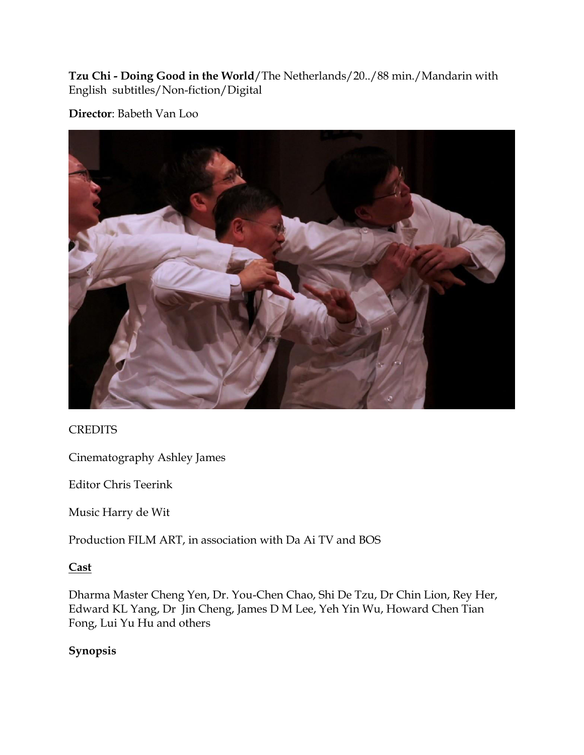**Tzu Chi - Doing Good in the World**/The Netherlands/20../88 min./Mandarin with English subtitles/Non-fiction/Digital

**Director**: Babeth Van Loo

CREDITS

Cinematography Ashley James

Editor Chris Teerink

Music Harry de Wit

Production FILM ART, in association with Da Ai TV and BOS

**Cast**

Dharma Master Cheng Yen, Dr. You-Chen Chao, Shi De Tzu, Dr Chin Lion, Rey Her, Edward KL Yang, Dr Jin Cheng, James D M Lee, Yeh Yin Wu, Howard Chen Tian Fong, Lui Yu Hu and others

**Synopsis**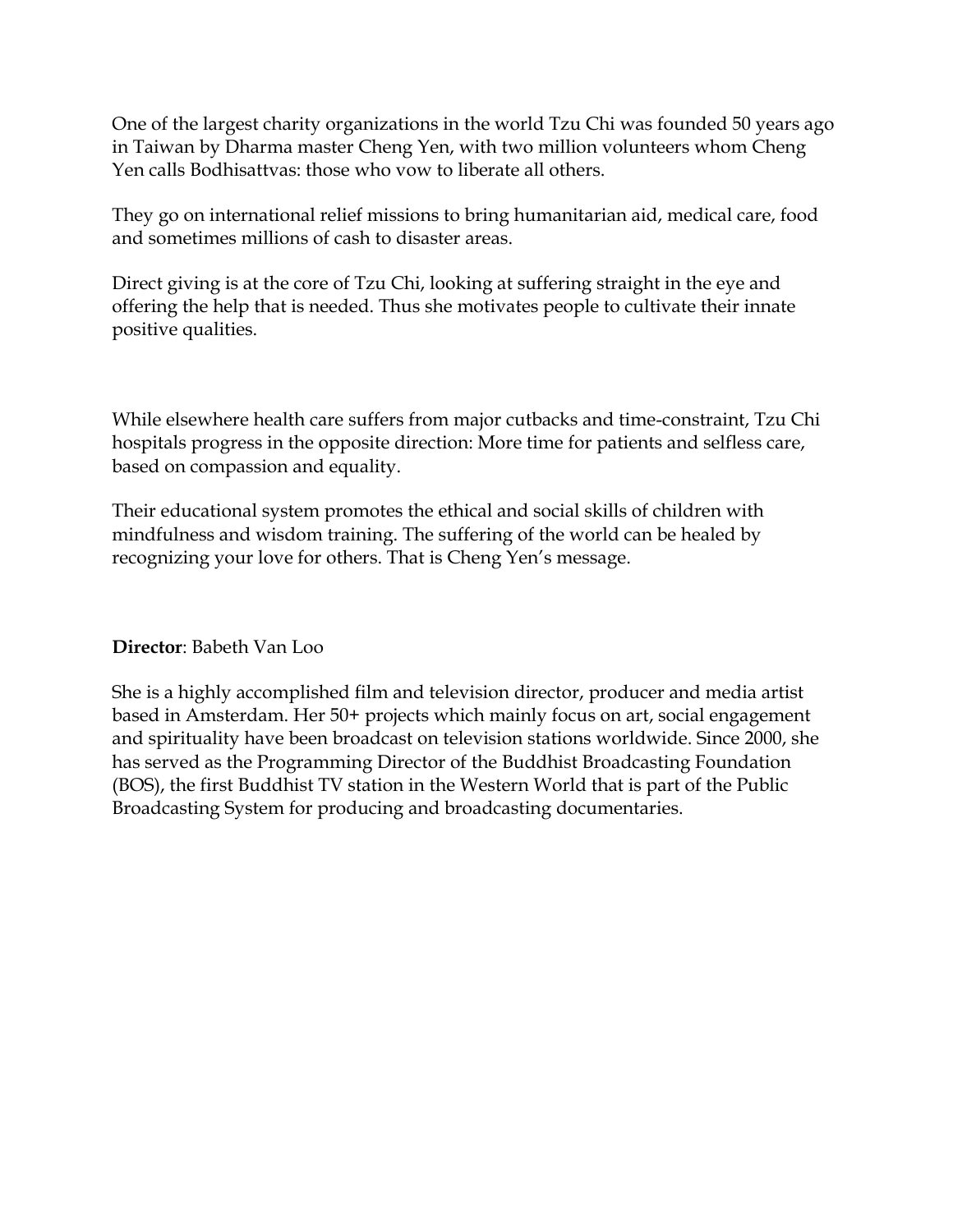One of the largest charity organizations in the world Tzu Chi was founded 50 years ago in Taiwan by Dharma master Cheng Yen, with two million volunteers whom Cheng Yen calls Bodhisattvas: those who vow to liberate all others.

They go on international relief missions to bring humanitarian aid, medical care, food and sometimes millions of cash to disaster areas.

Direct giving is at the core of Tzu Chi, looking at suffering straight in the eye and offering the help that is needed. Thus she motivates people to cultivate their innate positive qualities.

While elsewhere health care suffers from major cutbacks and time-constraint, Tzu Chi hospitals progress in the opposite direction: More time for patients and selfless care, based on compassion and equality.

Their educational system promotes the ethical and social skills of children with mindfulness and wisdom training. The suffering of the world can be healed by recognizing your love for others. That is Cheng Yen's message.

**Director**: Babeth Van Loo

She is a highly accomplished film and television director, producer and media artist based in Amsterdam. Her 50+ projects which mainly focus on art, social engagement and spirituality have been broadcast on television stations worldwide. Since 2000, she has served as the Programming Director of the Buddhist Broadcasting Foundation (BOS), the first Buddhist TV station in the Western World that is part of the Public Broadcasting System for producing and broadcasting documentaries.